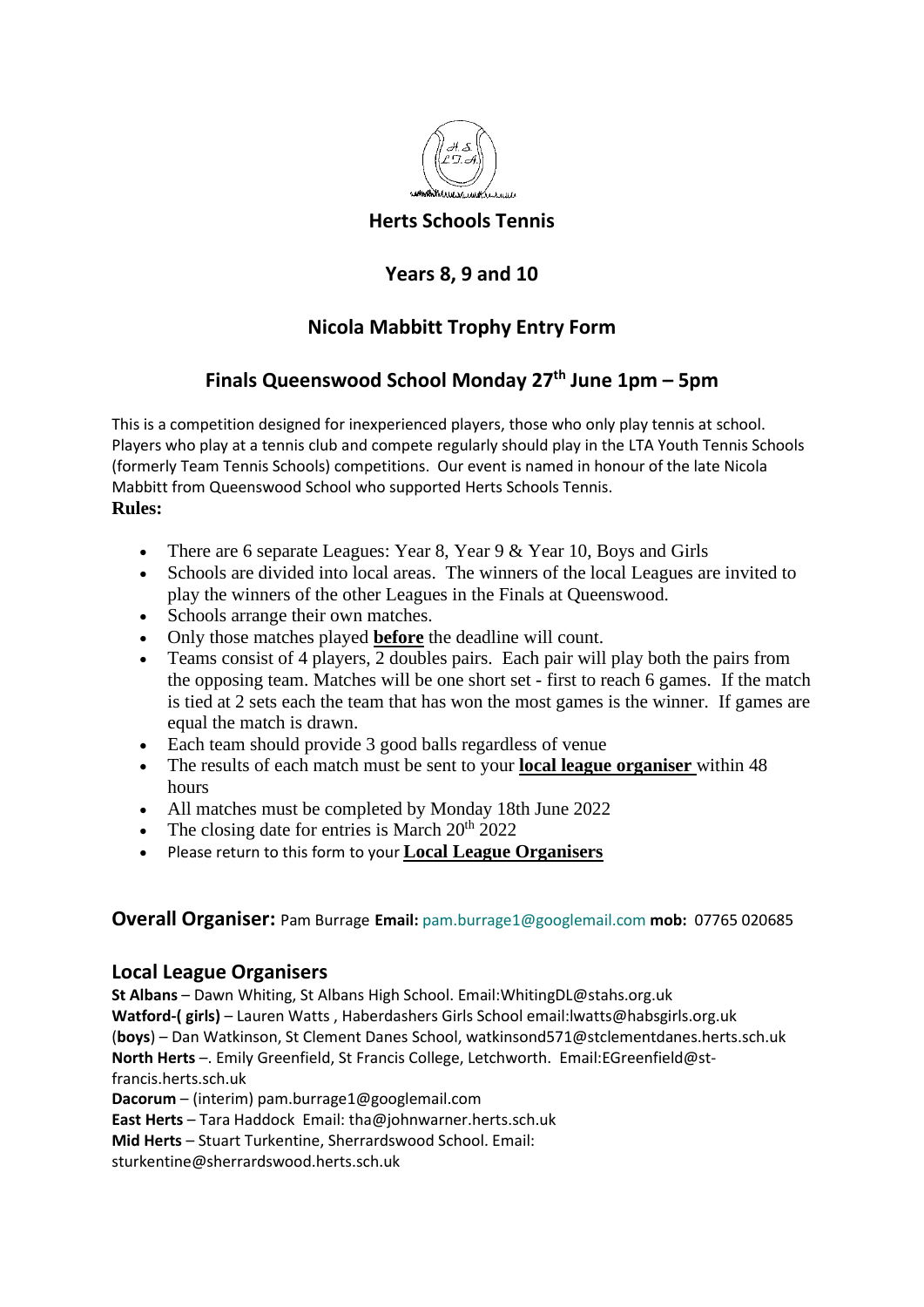**Herts Schools Tennis**

## Years 8, 9 and 10

## Nicola Mabbitt Trophy Entry Form

## Finals Queenswood School Monday 27th June 1pm – 5pm

This is a competition designed for inexperienced players, those who only play tennis at school. Players who play at a tennis club and compete regularly should play in the LTA Youth Tennis Schools (formerly Team Tennis Schools) competitions. Our event is named in honour of the late Nicola Mabbitt from Queenswood School who supported Herts Schools Tennis.

**Rules:**

- There are 6 separate Leagues: Year 8, Year 9 & Year 10, Boys and Girls
- Schools are divided into local areas. The winners of the local Leagues are invited to play the winners of the other Leagues in the Finals at Queenswood.
- Schools arrange their own matches.
- Only those matches played **before** the deadline will count.
- Teams consist of 4 players, 2 doubles pairs. Each pair will play both the pairs from the opposing team. Matches will be one short set - first to reach 6 games. If the match is tied at 2 sets each the team that has won the most games is the winner. If games are equal the match is drawn.
- Each team should provide 3 good balls regardless of venue
- The results of each match must be sent to your **local league organiser** within 48 hours
- All matches must be completed by Monday 18th June 2022
- The closing date for entries is March 20th 2022
- Please return to this form to your **Local League Organisers**

**Overall Organiser:** Pam Burrage **Email:** pam.burrage1@googlemail.com **mob:** 07765 020685

### Local League Organisers

**St Albans** – Dawn Whiting, St Albans High School. Email:WhitingDL@stahs.org.uk
**Watford-( girls)** – Lauren Watts , Haberdashers Girls School email:lwatts@habsgirls.org.uk
(**boys**) – Dan Watkinson, St Clement Danes School, watkinsond571@stclementdanes.herts.sch.uk
**North Herts** –. Emily Greenfield, St Francis College, Letchworth. Email:EGreenfield@st-francis.herts.sch.uk
**Dacorum** – (interim) pam.burrage1@googlemail.com
**East Herts** – Tara Haddock Email: tha@johnwarner.herts.sch.uk
**Mid Herts** – Stuart Turkentine, Sherrardswood School. Email: sturkentine@sherrardswood.herts.sch.uk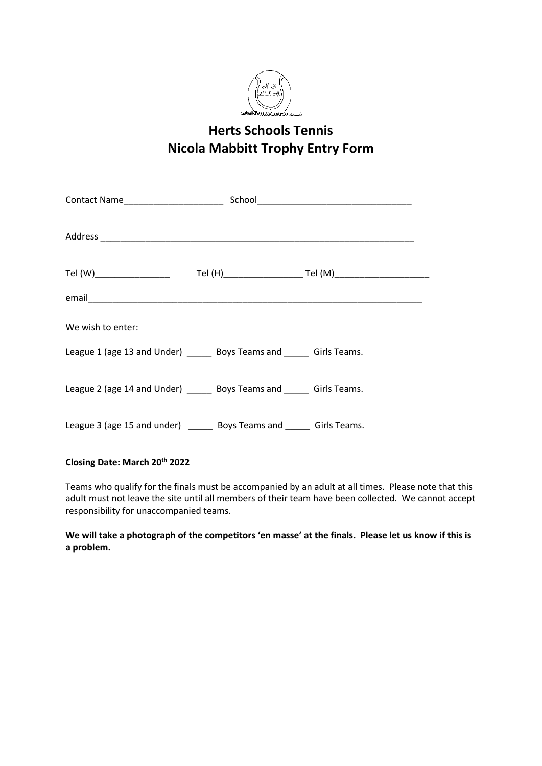# Herts Schools Tennis
# Nicola Mabbitt Trophy Entry Form

Contact Name____________________ School_______________________________

Address _________________________________________________________________

Tel (W)________________ Tel (H)________________ Tel (M)___________________

email____________________________________________________________________

We wish to enter:

League 1 (age 13 and Under) _____ Boys Teams and _____ Girls Teams.

League 2 (age 14 and Under) _____ Boys Teams and _____ Girls Teams.

League 3 (age 15 and under) _____ Boys Teams and _____ Girls Teams.

**Closing Date: March 20th 2022**

Teams who qualify for the finals <u>must</u> be accompanied by an adult at all times. Please note that this adult must not leave the site until all members of their team have been collected. We cannot accept responsibility for unaccompanied teams.

**We will take a photograph of the competitors 'en masse' at the finals. Please let us know if this is a problem.**